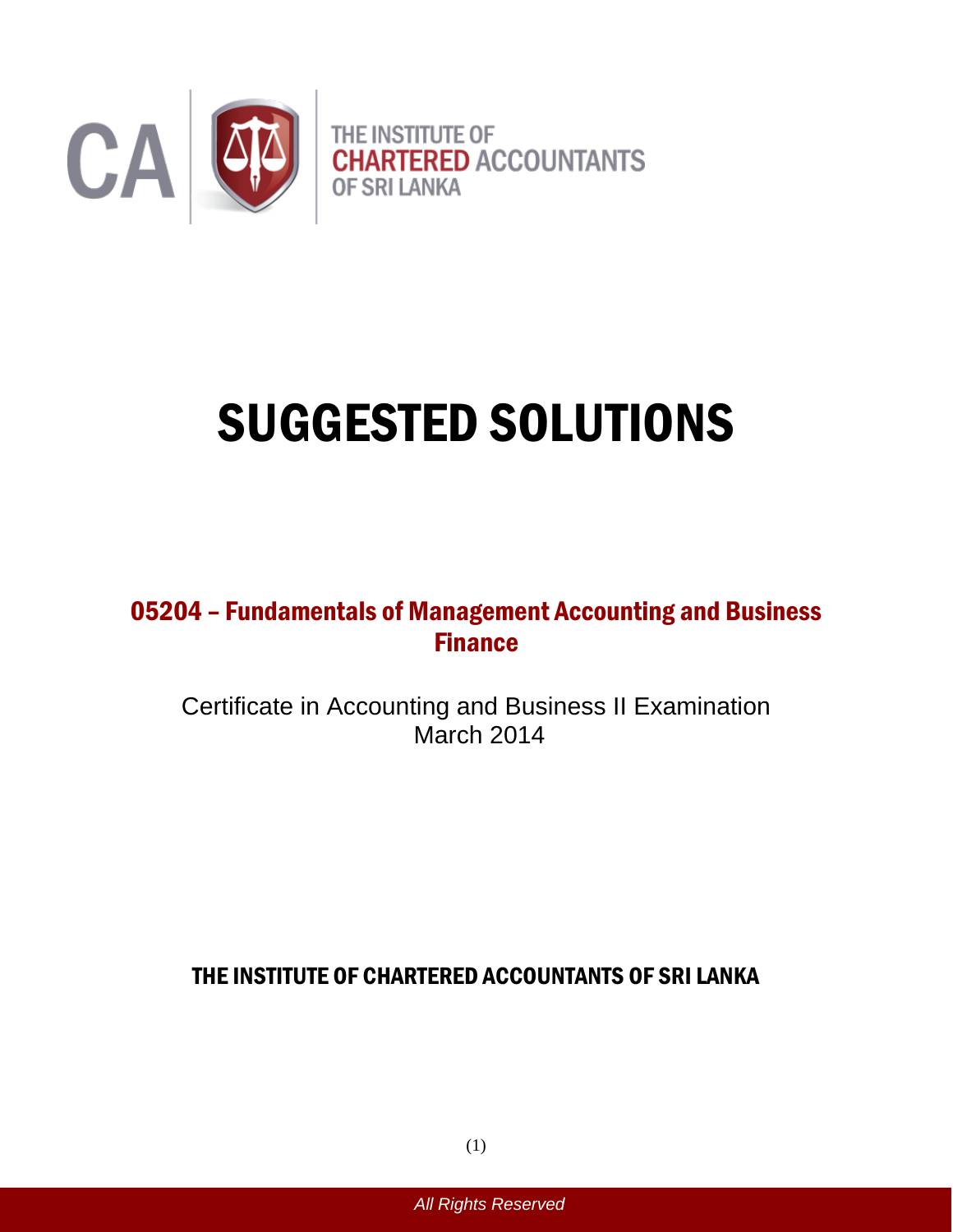THE INSTITUTE OF CHARTERED ACCOUNTANTS OF SRI LANKA

# SUGGESTED SOLUTIONS

## 05204 – Fundamentals of Management Accounting and Business Finance

Certificate in Accounting and Business II Examination
March 2014

THE INSTITUTE OF CHARTERED ACCOUNTANTS OF SRI LANKA

*All Rights Reserved*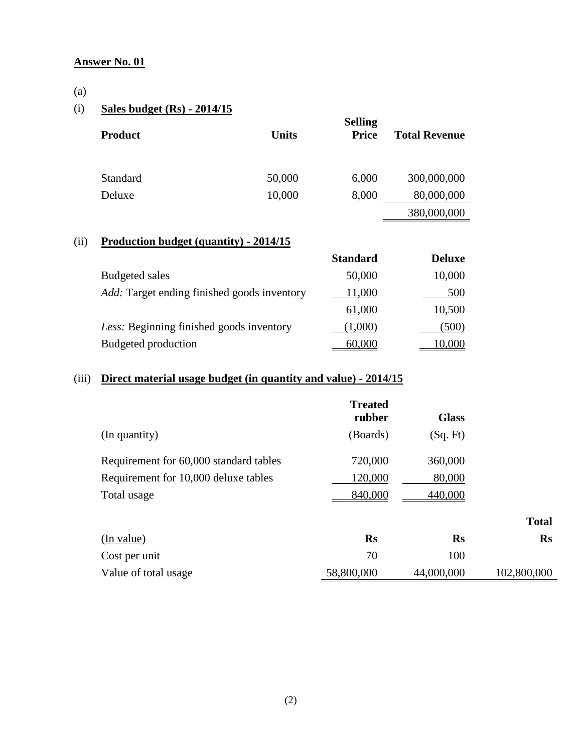**Answer No. 01**

(a)

(i) **Sales budget (Rs) - 2014/15**

| Product | Units | Selling Price | Total Revenue |
|---|---|---|---|
| Standard | 50,000 | 6,000 | 300,000,000 |
| Deluxe | 10,000 | 8,000 | 80,000,000 |
| | | | 380,000,000 |

(ii) **Production budget (quantity) - 2014/15**

| | Standard | Deluxe |
|---|---|---|
| Budgeted sales | 50,000 | 10,000 |
| *Add:* Target ending finished goods inventory | 11,000 | 500 |
| | 61,000 | 10,500 |
| *Less:* Beginning finished goods inventory | (1,000) | (500) |
| Budgeted production | 60,000 | 10,000 |

(iii) **Direct material usage budget (in quantity and value) - 2014/15**

| | Treated rubber | Glass | |
|---|---|---|---|
| (In quantity) | (Boards) | (Sq. Ft) | |
| Requirement for 60,000 standard tables | 720,000 | 360,000 | |
| Requirement for 10,000 deluxe tables | 120,000 | 80,000 | |
| Total usage | 840,000 | 440,000 | |
| | | | **Total** |
| (In value) | **Rs** | **Rs** | **Rs** |
| Cost per unit | 70 | 100 | |
| Value of total usage | 58,800,000 | 44,000,000 | 102,800,000 |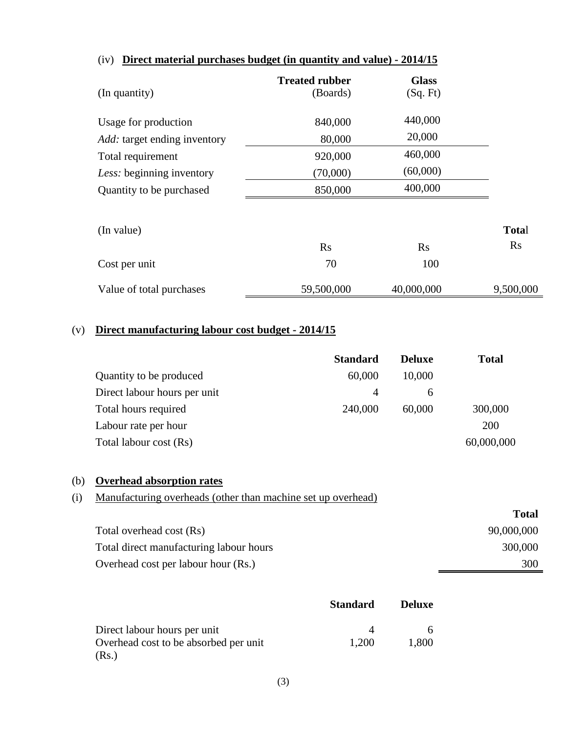(iv) **Direct material purchases budget (in quantity and value) - 2014/15**

| (In quantity) | Treated rubber (Boards) | Glass (Sq. Ft) | |
|---|---|---|---|
| Usage for production | 840,000 | 440,000 | |
| *Add:* target ending inventory | 80,000 | 20,000 | |
| Total requirement | 920,000 | 460,000 | |
| *Less:* beginning inventory | (70,000) | (60,000) | |
| Quantity to be purchased | 850,000 | 400,000 | |
| | | | |
| (In value) | | | **Total** |
| | Rs | Rs | Rs |
| Cost per unit | 70 | 100 | |
| Value of total purchases | 59,500,000 | 40,000,000 | 9,500,000 |

(v) **Direct manufacturing labour cost budget - 2014/15**

| | Standard | Deluxe | Total |
|---|---|---|---|
| Quantity to be produced | 60,000 | 10,000 | |
| Direct labour hours per unit | 4 | 6 | |
| Total hours required | 240,000 | 60,000 | 300,000 |
| Labour rate per hour | | | 200 |
| Total labour cost (Rs) | | | 60,000,000 |

(b) **Overhead absorption rates**

(i) Manufacturing overheads (other than machine set up overhead)

| | Total |
|---|---|
| Total overhead cost (Rs) | 90,000,000 |
| Total direct manufacturing labour hours | 300,000 |
| Overhead cost per labour hour (Rs.) | 300 |

| | Standard | Deluxe |
|---|---|---|
| Direct labour hours per unit | 4 | 6 |
| Overhead cost to be absorbed per unit (Rs.) | 1,200 | 1,800 |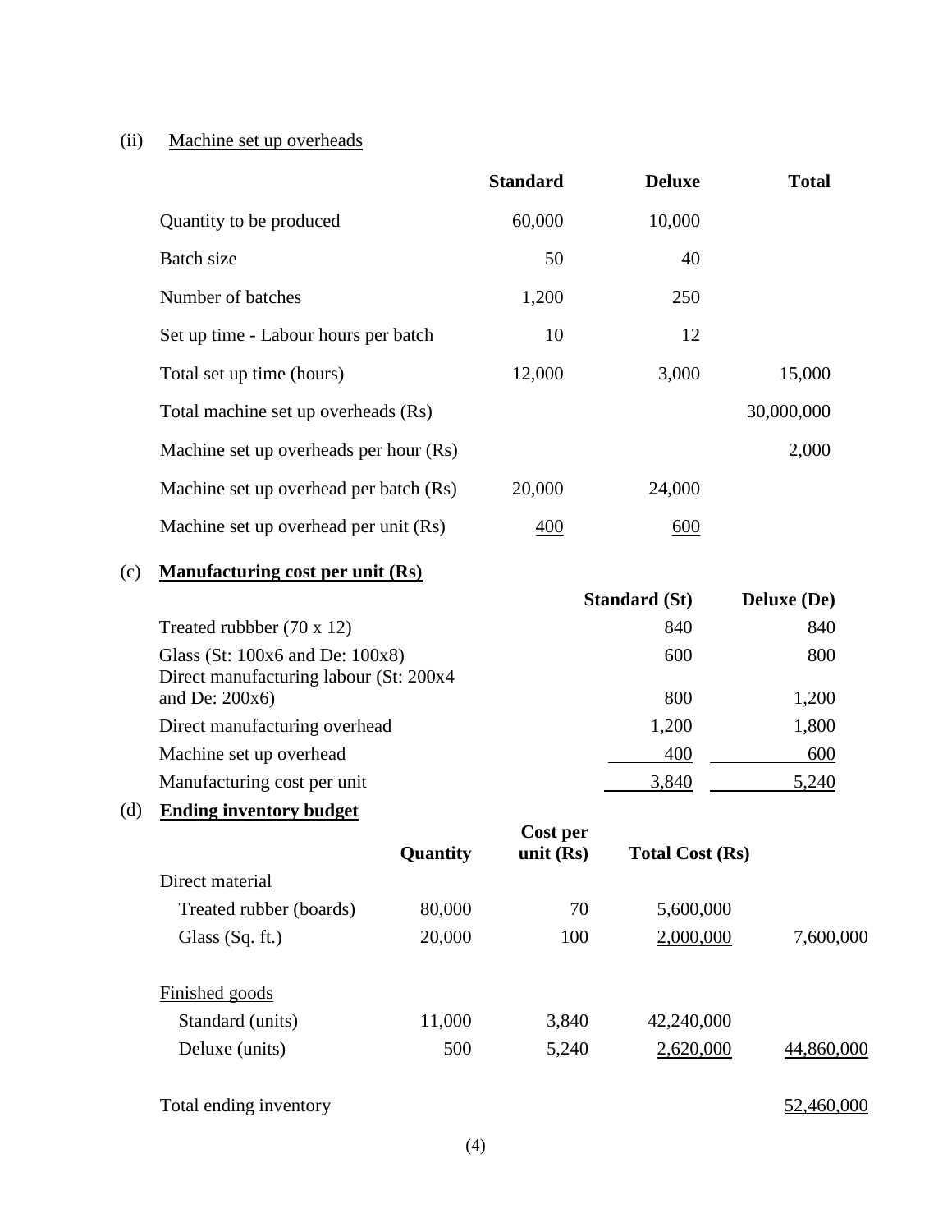(ii) Machine set up overheads

| | Standard | Deluxe | Total |
|---|---|---|---|
| Quantity to be produced | 60,000 | 10,000 | |
| Batch size | 50 | 40 | |
| Number of batches | 1,200 | 250 | |
| Set up time - Labour hours per batch | 10 | 12 | |
| Total set up time (hours) | 12,000 | 3,000 | 15,000 |
| Total machine set up overheads (Rs) | | | 30,000,000 |
| Machine set up overheads per hour (Rs) | | | 2,000 |
| Machine set up overhead per batch (Rs) | 20,000 | 24,000 | |
| Machine set up overhead per unit (Rs) | 400 | 600 | |

(c) **Manufacturing cost per unit (Rs)**

| | Standard (St) | Deluxe (De) |
|---|---|---|
| Treated rubbber (70 x 12) | 840 | 840 |
| Glass (St: 100x6 and De: 100x8) | 600 | 800 |
| Direct manufacturing labour (St: 200x4 and De: 200x6) | 800 | 1,200 |
| Direct manufacturing overhead | 1,200 | 1,800 |
| Machine set up overhead | 400 | 600 |
| Manufacturing cost per unit | 3,840 | 5,240 |

(d) **Ending inventory budget**

| | Quantity | Cost per unit (Rs) | Total Cost (Rs) | |
|---|---|---|---|---|
| Direct material | | | | |
| Treated rubber (boards) | 80,000 | 70 | 5,600,000 | |
| Glass (Sq. ft.) | 20,000 | 100 | 2,000,000 | 7,600,000 |
| Finished goods | | | | |
| Standard (units) | 11,000 | 3,840 | 42,240,000 | |
| Deluxe (units) | 500 | 5,240 | 2,620,000 | 44,860,000 |
| Total ending inventory | | | | 52,460,000 |

(4)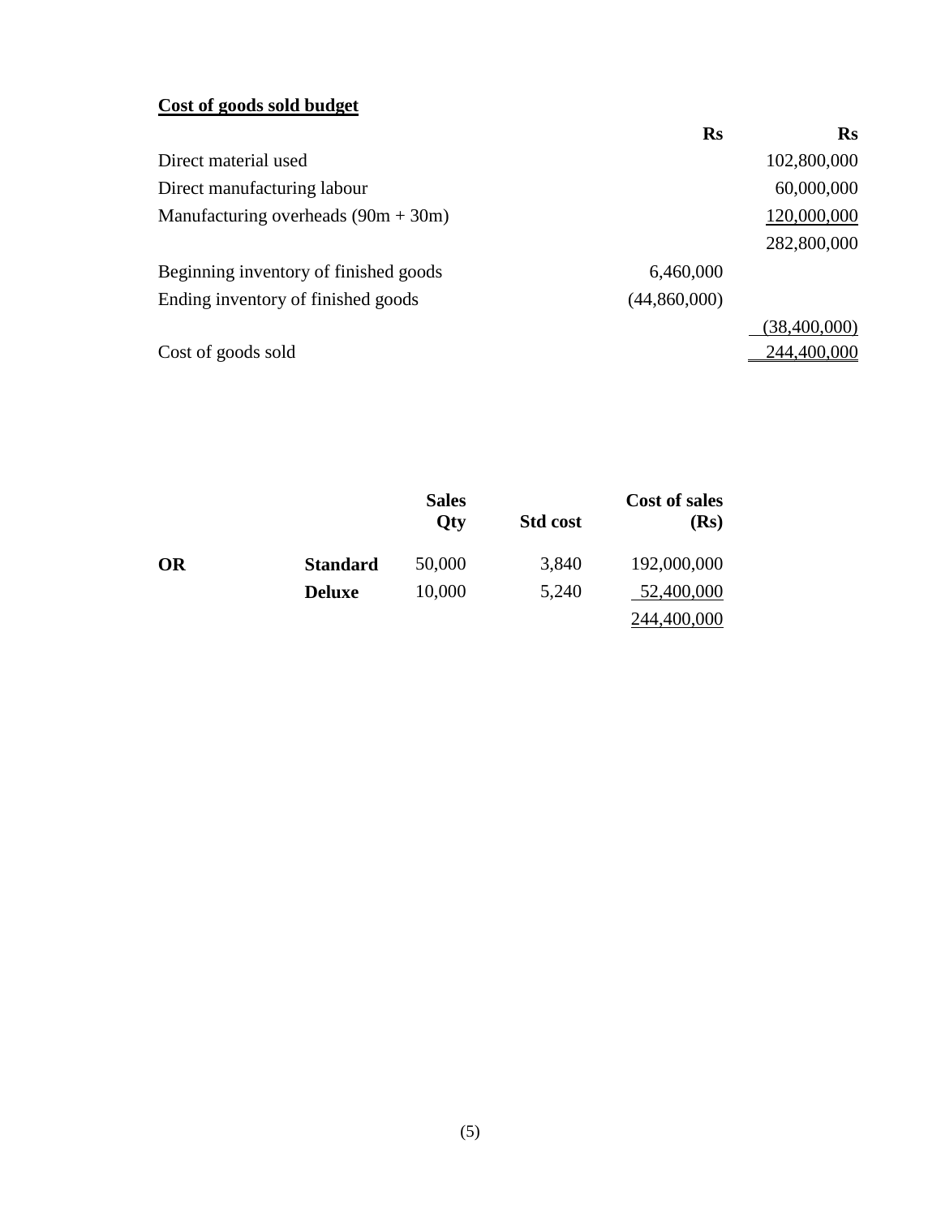**Cost of goods sold budget**

| | Rs | Rs |
|---|---:|---:|
| Direct material used | | 102,800,000 |
| Direct manufacturing labour | | 60,000,000 |
| Manufacturing overheads (90m + 30m) | | 120,000,000 |
| | | 282,800,000 |
| Beginning inventory of finished goods | 6,460,000 | |
| Ending inventory of finished goods | (44,860,000) | |
| | | (38,400,000) |
| Cost of goods sold | | 244,400,000 |

| | | Sales Qty | Std cost | Cost of sales (Rs) |
|---|---|---:|---:|---:|
| **OR** | **Standard** | 50,000 | 3,840 | 192,000,000 |
| | **Deluxe** | 10,000 | 5,240 | 52,400,000 |
| | | | | 244,400,000 |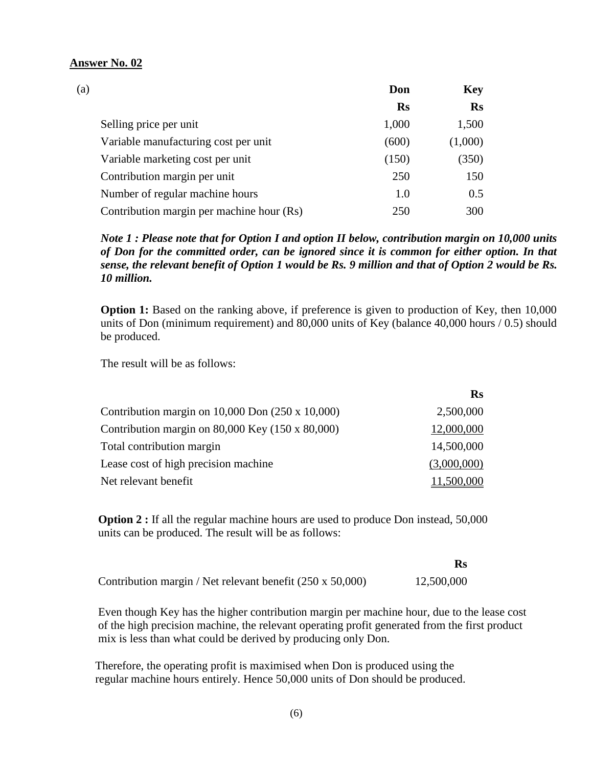**Answer No. 02**

(a)

| | Don | Key |
|---|---|---|
| | **Rs** | **Rs** |
| Selling price per unit | 1,000 | 1,500 |
| Variable manufacturing cost per unit | (600) | (1,000) |
| Variable marketing cost per unit | (150) | (350) |
| Contribution margin per unit | 250 | 150 |
| Number of regular machine hours | 1.0 | 0.5 |
| Contribution margin per machine hour (Rs) | 250 | 300 |

***Note 1 : Please note that for Option I and option II below, contribution margin on 10,000 units of Don for the committed order, can be ignored since it is common for either option. In that sense, the relevant benefit of Option 1 would be Rs. 9 million and that of Option 2 would be Rs. 10 million.***

**Option 1:** Based on the ranking above, if preference is given to production of Key, then 10,000 units of Don (minimum requirement) and 80,000 units of Key (balance 40,000 hours / 0.5) should be produced.

The result will be as follows:

| | **Rs** |
|---|---|
| Contribution margin on 10,000 Don (250 x 10,000) | 2,500,000 |
| Contribution margin on 80,000 Key (150 x 80,000) | 12,000,000 |
| Total contribution margin | 14,500,000 |
| Lease cost of high precision machine | (3,000,000) |
| Net relevant benefit | 11,500,000 |

**Option 2 :** If all the regular machine hours are used to produce Don instead, 50,000 units can be produced. The result will be as follows:

| | **Rs** |
|---|---|
| Contribution margin / Net relevant benefit (250 x 50,000) | 12,500,000 |

Even though Key has the higher contribution margin per machine hour, due to the lease cost of the high precision machine, the relevant operating profit generated from the first product mix is less than what could be derived by producing only Don.

Therefore, the operating profit is maximised when Don is produced using the regular machine hours entirely. Hence 50,000 units of Don should be produced.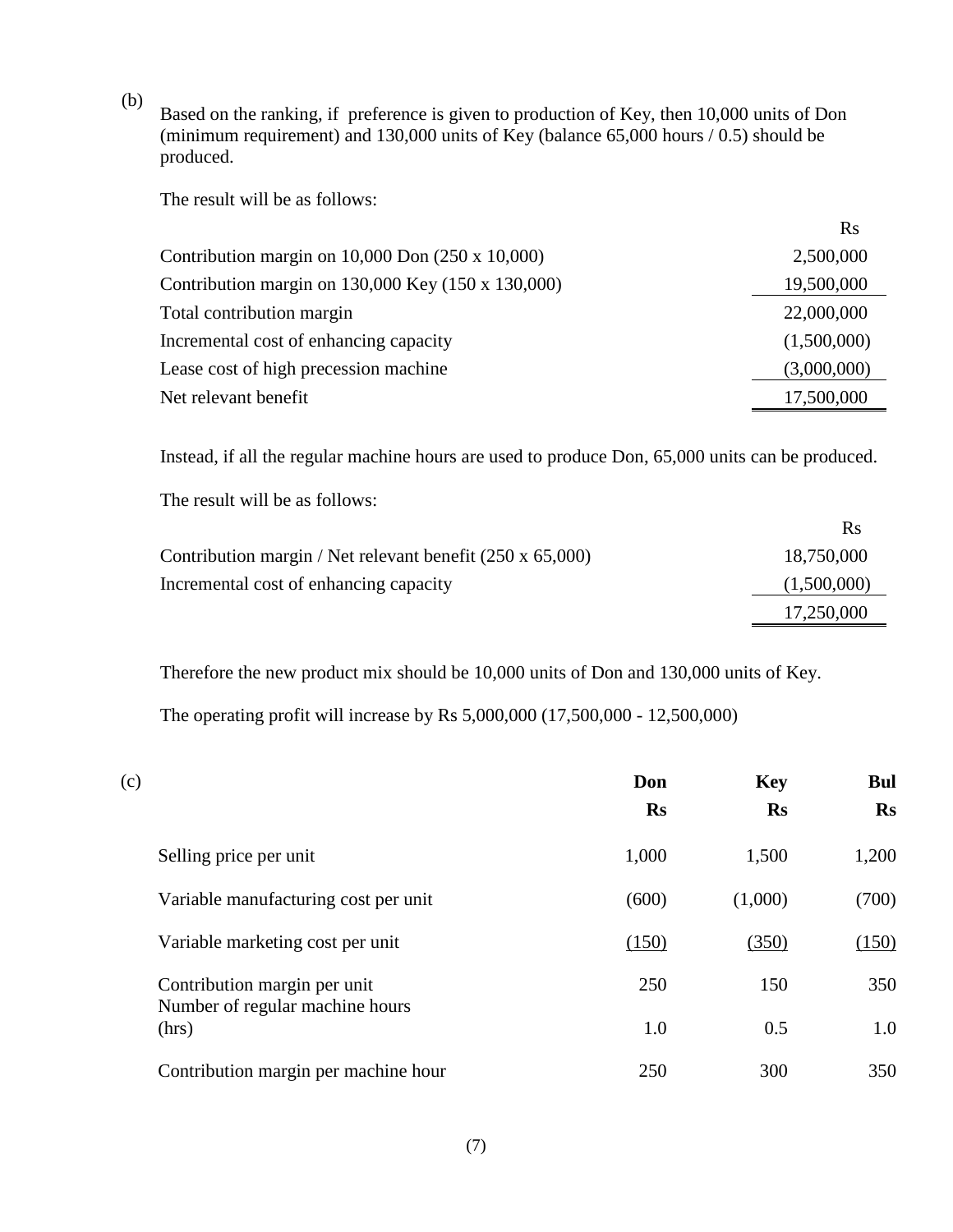(b)

Based on the ranking, if preference is given to production of Key, then 10,000 units of Don (minimum requirement) and 130,000 units of Key (balance 65,000 hours / 0.5) should be produced.

The result will be as follows:

| | Rs |
|---|---|
| Contribution margin on 10,000 Don (250 x 10,000) | 2,500,000 |
| Contribution margin on 130,000 Key (150 x 130,000) | 19,500,000 |
| Total contribution margin | 22,000,000 |
| Incremental cost of enhancing capacity | (1,500,000) |
| Lease cost of high precession machine | (3,000,000) |
| Net relevant benefit | 17,500,000 |

Instead, if all the regular machine hours are used to produce Don, 65,000 units can be produced.

The result will be as follows:

| | Rs |
|---|---|
| Contribution margin / Net relevant benefit (250 x 65,000) | 18,750,000 |
| Incremental cost of enhancing capacity | (1,500,000) |
| | 17,250,000 |

Therefore the new product mix should be 10,000 units of Don and 130,000 units of Key.

The operating profit will increase by Rs 5,000,000 (17,500,000 - 12,500,000)

(c)

| | **Don** | **Key** | **Bul** |
|---|---|---|---|
| | **Rs** | **Rs** | **Rs** |
| Selling price per unit | 1,000 | 1,500 | 1,200 |
| Variable manufacturing cost per unit | (600) | (1,000) | (700) |
| Variable marketing cost per unit | (150) | (350) | (150) |
| Contribution margin per unit | 250 | 150 | 350 |
| Number of regular machine hours (hrs) | 1.0 | 0.5 | 1.0 |
| Contribution margin per machine hour | 250 | 300 | 350 |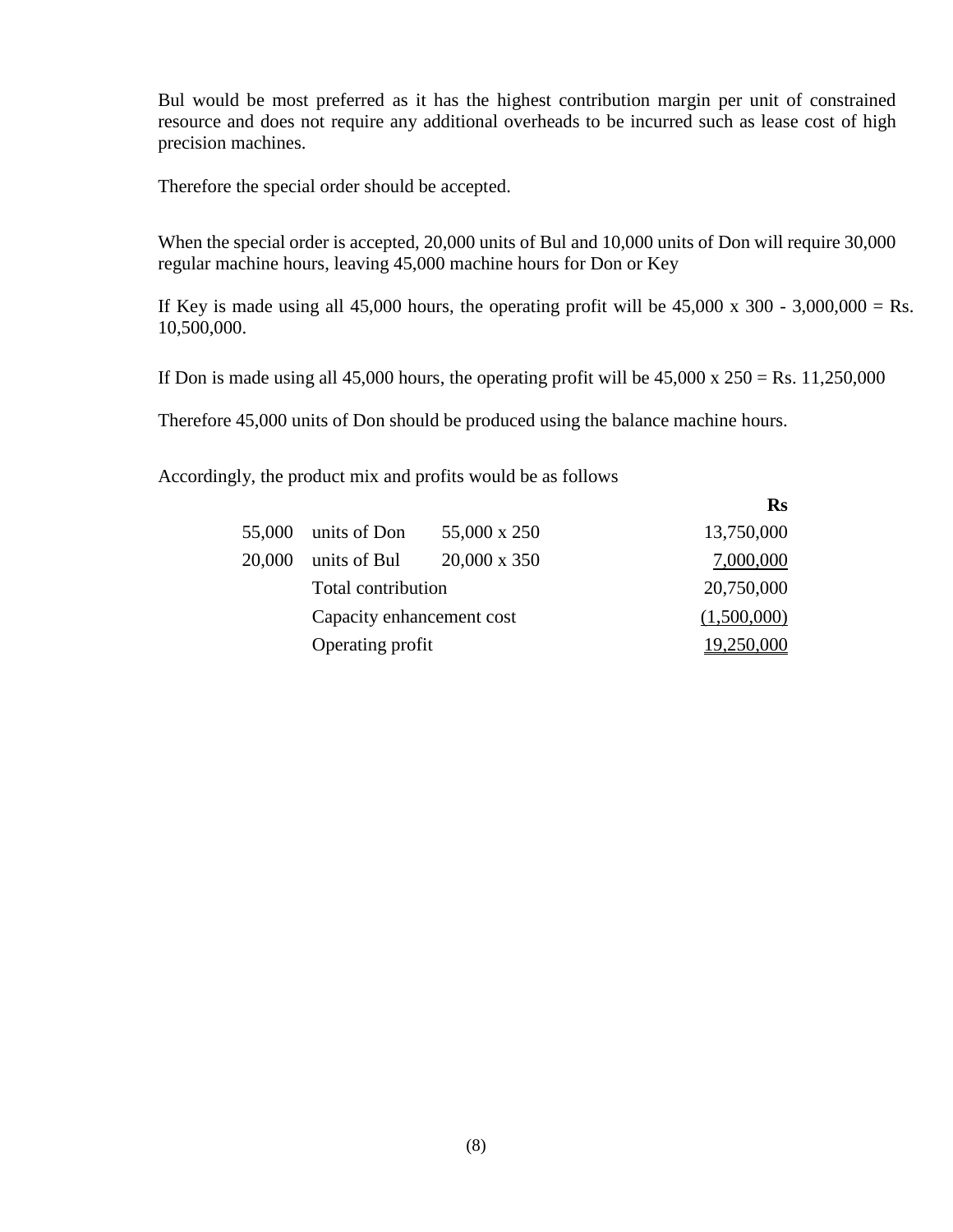Bul would be most preferred as it has the highest contribution margin per unit of constrained resource and does not require any additional overheads to be incurred such as lease cost of high precision machines.

Therefore the special order should be accepted.

When the special order is accepted, 20,000 units of Bul and 10,000 units of Don will require 30,000 regular machine hours, leaving 45,000 machine hours for Don or Key

If Key is made using all 45,000 hours, the operating profit will be 45,000 x 300 - 3,000,000 = Rs. 10,500,000.

If Don is made using all 45,000 hours, the operating profit will be 45,000 x 250 = Rs. 11,250,000

Therefore 45,000 units of Don should be produced using the balance machine hours.

Accordingly, the product mix and profits would be as follows

| | | | **Rs** |
|---|---|---|---|
| 55,000 | units of Don | 55,000 x 250 | 13,750,000 |
| 20,000 | units of Bul | 20,000 x 350 | 7,000,000 |
| | Total contribution | | 20,750,000 |
| | Capacity enhancement cost | | (1,500,000) |
| | Operating profit | | 19,250,000 |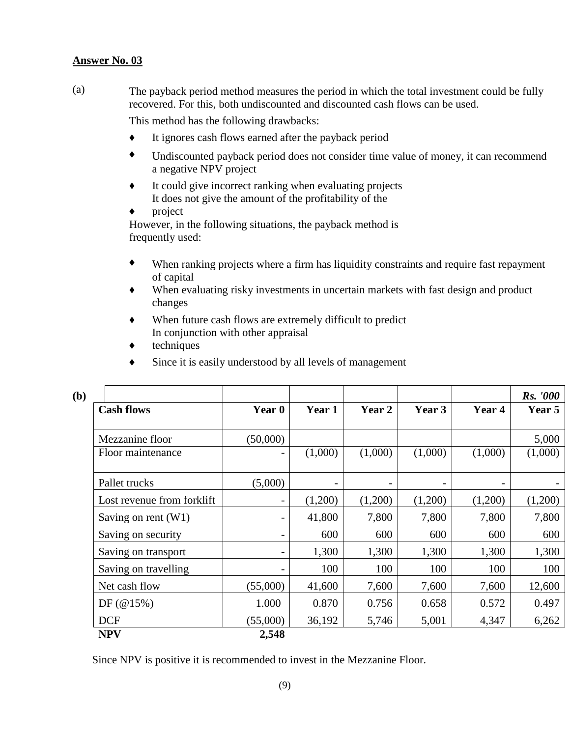**Answer No. 03**

(a) The payback period method measures the period in which the total investment could be fully recovered. For this, both undiscounted and discounted cash flows can be used.

This method has the following drawbacks:

- It ignores cash flows earned after the payback period
- Undiscounted payback period does not consider time value of money, it can recommend a negative NPV project
- It could give incorrect ranking when evaluating projects
- It does not give the amount of the profitability of the project

However, in the following situations, the payback method is frequently used:

- When ranking projects where a firm has liquidity constraints and require fast repayment of capital
- When evaluating risky investments in uncertain markets with fast design and product changes
- When future cash flows are extremely difficult to predict
- In conjunction with other appraisal techniques
- Since it is easily understood by all levels of management

**(b)**

| | | | | | | *Rs. '000* |
|---|---|---|---|---|---|---|
| **Cash flows** | **Year 0** | **Year 1** | **Year 2** | **Year 3** | **Year 4** | **Year 5** |
| Mezzanine floor | (50,000) | | | | | 5,000 |
| Floor maintenance | - | (1,000) | (1,000) | (1,000) | (1,000) | (1,000) |
| Pallet trucks | (5,000) | - | - | - | - | - |
| Lost revenue from forklift | - | (1,200) | (1,200) | (1,200) | (1,200) | (1,200) |
| Saving on rent (W1) | - | 41,800 | 7,800 | 7,800 | 7,800 | 7,800 |
| Saving on security | - | 600 | 600 | 600 | 600 | 600 |
| Saving on transport | - | 1,300 | 1,300 | 1,300 | 1,300 | 1,300 |
| Saving on travelling | - | 100 | 100 | 100 | 100 | 100 |
| Net cash flow | (55,000) | 41,600 | 7,600 | 7,600 | 7,600 | 12,600 |
| DF (@15%) | 1.000 | 0.870 | 0.756 | 0.658 | 0.572 | 0.497 |
| DCF | (55,000) | 36,192 | 5,746 | 5,001 | 4,347 | 6,262 |
| **NPV** | **2,548** | | | | | |

Since NPV is positive it is recommended to invest in the Mezzanine Floor.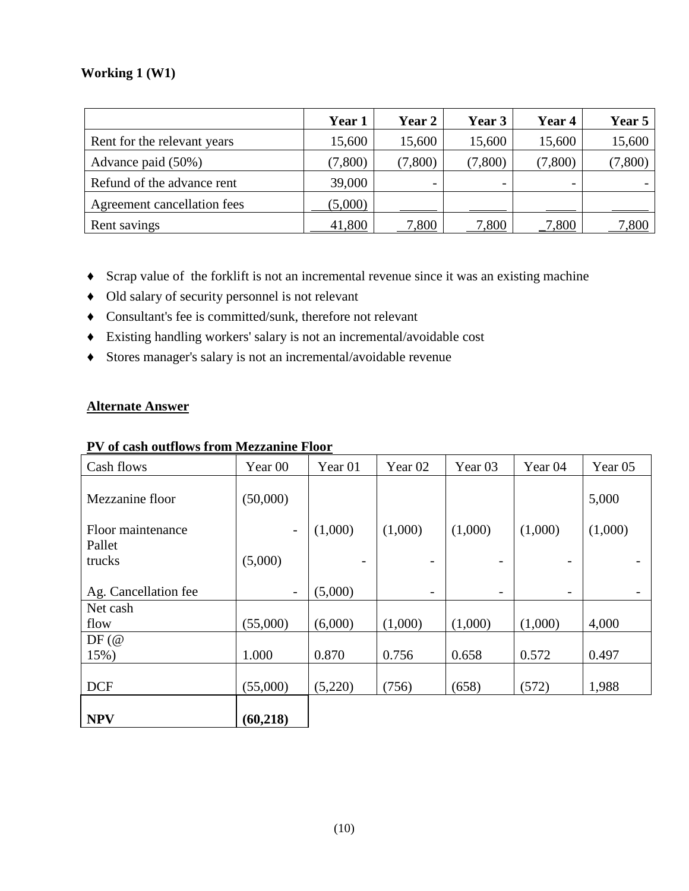**Working 1 (W1)**

| | **Year 1** | **Year 2** | **Year 3** | **Year 4** | **Year 5** |
|---|---|---|---|---|---|
| Rent for the relevant years | 15,600 | 15,600 | 15,600 | 15,600 | 15,600 |
| Advance paid (50%) | (7,800) | (7,800) | (7,800) | (7,800) | (7,800) |
| Refund of the advance rent | 39,000 | - | - | - | - |
| Agreement cancellation fees | (5,000) | | | | |
| Rent savings | 41,800 | 7,800 | 7,800 | 7,800 | 7,800 |

- Scrap value of the forklift is not an incremental revenue since it was an existing machine
- Old salary of security personnel is not relevant
- Consultant's fee is committed/sunk, therefore not relevant
- Existing handling workers' salary is not an incremental/avoidable cost
- Stores manager's salary is not an incremental/avoidable revenue

**Alternate Answer**

**PV of cash outflows from Mezzanine Floor**

| Cash flows | Year 00 | Year 01 | Year 02 | Year 03 | Year 04 | Year 05 |
|---|---|---|---|---|---|---|
| Mezzanine floor | (50,000) | | | | | 5,000 |
| Floor maintenance | - | (1,000) | (1,000) | (1,000) | (1,000) | (1,000) |
| Pallet trucks | (5,000) | - | - | - | - | - |
| Ag. Cancellation fee | - | (5,000) | - | - | - | - |
| Net cash flow | (55,000) | (6,000) | (1,000) | (1,000) | (1,000) | 4,000 |
| DF (@ 15%) | 1.000 | 0.870 | 0.756 | 0.658 | 0.572 | 0.497 |
| DCF | (55,000) | (5,220) | (756) | (658) | (572) | 1,988 |
| **NPV** | **(60,218)** | | | | | |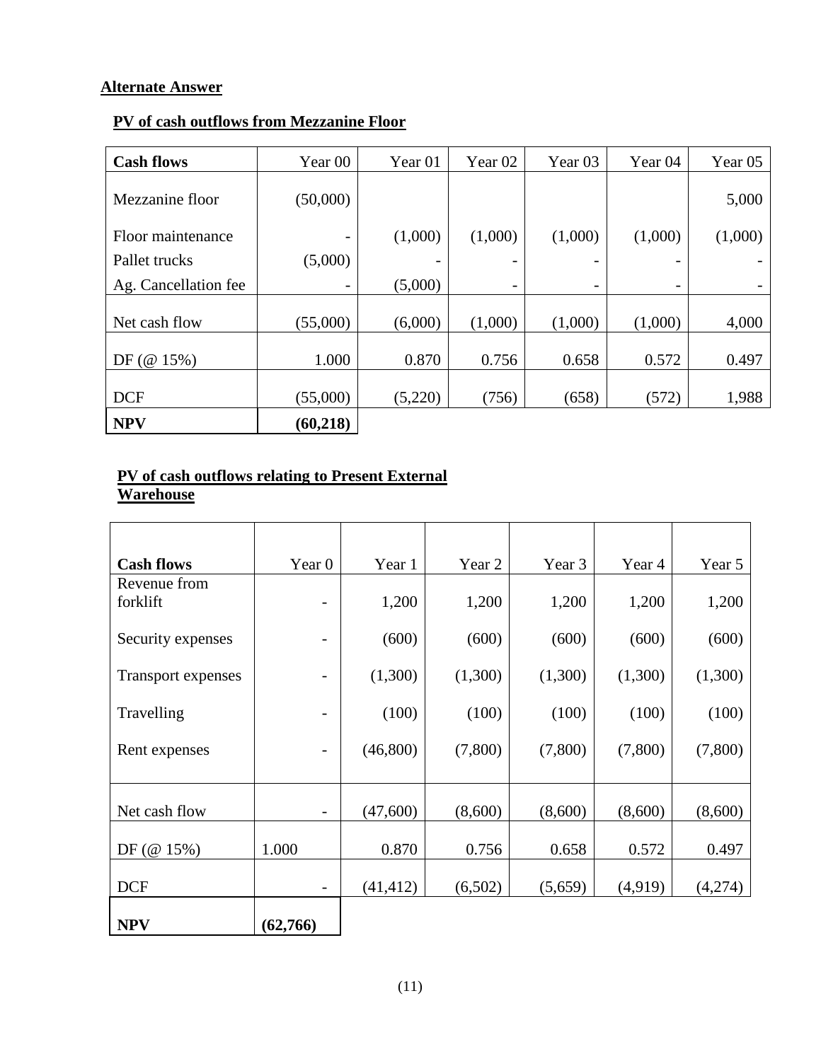**Alternate Answer**

**PV of cash outflows from Mezzanine Floor**

| Cash flows | Year 00 | Year 01 | Year 02 | Year 03 | Year 04 | Year 05 |
|---|---|---|---|---|---|---|
| Mezzanine floor | (50,000) | | | | | 5,000 |
| Floor maintenance | - | (1,000) | (1,000) | (1,000) | (1,000) | (1,000) |
| Pallet trucks | (5,000) | - | - | - | - | - |
| Ag. Cancellation fee | - | (5,000) | - | - | - | - |
| Net cash flow | (55,000) | (6,000) | (1,000) | (1,000) | (1,000) | 4,000 |
| DF (@ 15%) | 1.000 | 0.870 | 0.756 | 0.658 | 0.572 | 0.497 |
| DCF | (55,000) | (5,220) | (756) | (658) | (572) | 1,988 |
| **NPV** | **(60,218)** | | | | | |

**PV of cash outflows relating to Present External Warehouse**

| Cash flows | Year 0 | Year 1 | Year 2 | Year 3 | Year 4 | Year 5 |
|---|---|---|---|---|---|---|
| Revenue from forklift | - | 1,200 | 1,200 | 1,200 | 1,200 | 1,200 |
| Security expenses | - | (600) | (600) | (600) | (600) | (600) |
| Transport expenses | - | (1,300) | (1,300) | (1,300) | (1,300) | (1,300) |
| Travelling | - | (100) | (100) | (100) | (100) | (100) |
| Rent expenses | - | (46,800) | (7,800) | (7,800) | (7,800) | (7,800) |
| Net cash flow | - | (47,600) | (8,600) | (8,600) | (8,600) | (8,600) |
| DF (@ 15%) | 1.000 | 0.870 | 0.756 | 0.658 | 0.572 | 0.497 |
| DCF | - | (41,412) | (6,502) | (5,659) | (4,919) | (4,274) |
| **NPV** | **(62,766)** | | | | | |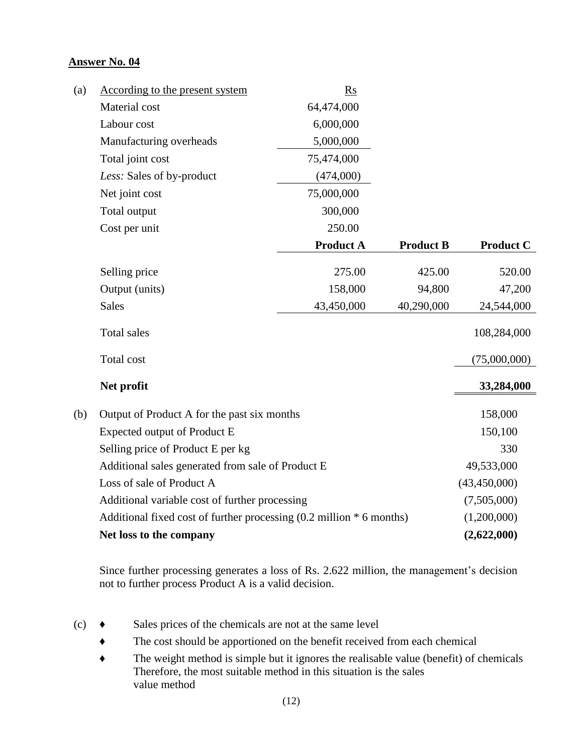**Answer No. 04**

(a)

| According to the present system | Rs | | |
|---|---|---|---|
| Material cost | 64,474,000 | | |
| Labour cost | 6,000,000 | | |
| Manufacturing overheads | 5,000,000 | | |
| Total joint cost | 75,474,000 | | |
| *Less:* Sales of by-product | (474,000) | | |
| Net joint cost | 75,000,000 | | |
| Total output | 300,000 | | |
| Cost per unit | 250.00 | | |
| | **Product A** | **Product B** | **Product C** |
| Selling price | 275.00 | 425.00 | 520.00 |
| Output (units) | 158,000 | 94,800 | 47,200 |
| Sales | 43,450,000 | 40,290,000 | 24,544,000 |
| Total sales | | | 108,284,000 |
| Total cost | | | (75,000,000) |
| **Net profit** | | | **33,284,000** |

(b)

| | |
|---|---|
| Output of Product A for the past six months | 158,000 |
| Expected output of Product E | 150,100 |
| Selling price of Product E per kg | 330 |
| Additional sales generated from sale of Product E | 49,533,000 |
| Loss of sale of Product A | (43,450,000) |
| Additional variable cost of further processing | (7,505,000) |
| Additional fixed cost of further processing (0.2 million * 6 months) | (1,200,000) |
| **Net loss to the company** | **(2,622,000)** |

Since further processing generates a loss of Rs. 2.622 million, the management's decision not to further process Product A is a valid decision.

(c)
- Sales prices of the chemicals are not at the same level
- The cost should be apportioned on the benefit received from each chemical
- The weight method is simple but it ignores the realisable value (benefit) of chemicals Therefore, the most suitable method in this situation is the sales value method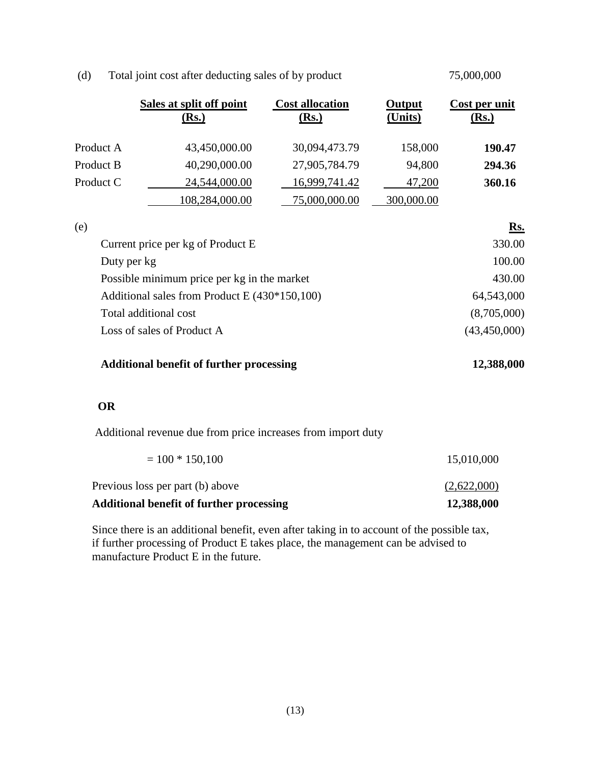(d) Total joint cost after deducting sales of by product 75,000,000

| | Sales at split off point (Rs.) | Cost allocation (Rs.) | Output (Units) | Cost per unit (Rs.) |
|---|---|---|---|---|
| Product A | 43,450,000.00 | 30,094,473.79 | 158,000 | **190.47** |
| Product B | 40,290,000.00 | 27,905,784.79 | 94,800 | **294.36** |
| Product C | 24,544,000.00 | 16,999,741.42 | 47,200 | **360.16** |
| | 108,284,000.00 | 75,000,000.00 | 300,000.00 | |

(e)

| | Rs. |
|---|---|
| Current price per kg of Product E | 330.00 |
| Duty per kg | 100.00 |
| Possible minimum price per kg in the market | 430.00 |
| Additional sales from Product E (430*150,100) | 64,543,000 |
| Total additional cost | (8,705,000) |
| Loss of sales of Product A | (43,450,000) |
| **Additional benefit of further processing** | **12,388,000** |

**OR**

Additional revenue due from price increases from import duty

| | |
|---|---|
| = 100 * 150,100 | 15,010,000 |
| Previous loss per part (b) above | (2,622,000) |
| **Additional benefit of further processing** | **12,388,000** |

Since there is an additional benefit, even after taking in to account of the possible tax, if further processing of Product E takes place, the management can be advised to manufacture Product E in the future.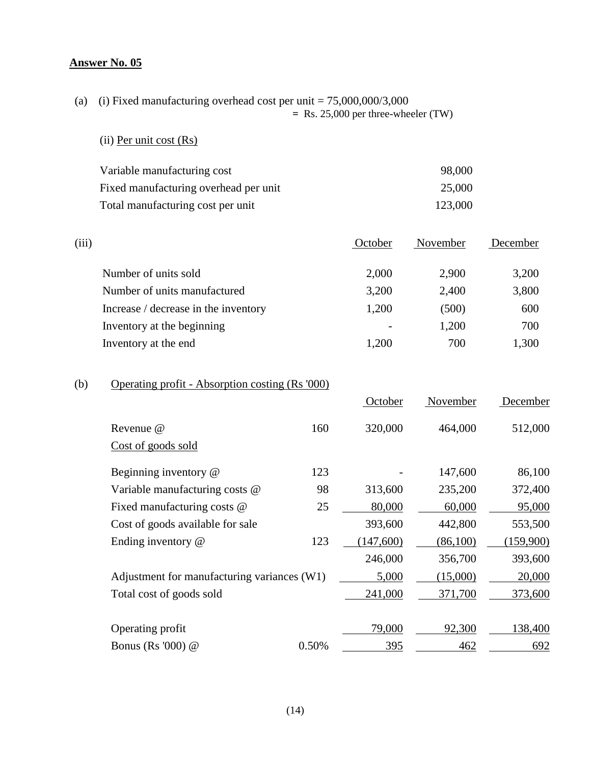## Answer No. 05

(a) (i) Fixed manufacturing overhead cost per unit = 75,000,000/3,000
= Rs. 25,000 per three-wheeler (TW)

(ii) Per unit cost (Rs)

| | |
|---|---|
| Variable manufacturing cost | 98,000 |
| Fixed manufacturing overhead per unit | 25,000 |
| Total manufacturing cost per unit | 123,000 |

(iii)

| | October | November | December |
|---|---|---|---|
| Number of units sold | 2,000 | 2,900 | 3,200 |
| Number of units manufactured | 3,200 | 2,400 | 3,800 |
| Increase / decrease in the inventory | 1,200 | (500) | 600 |
| Inventory at the beginning | - | 1,200 | 700 |
| Inventory at the end | 1,200 | 700 | 1,300 |

(b) Operating profit - Absorption costing (Rs '000)

| | | October | November | December |
|---|---|---|---|---|
| Revenue @ | 160 | 320,000 | 464,000 | 512,000 |
| Cost of goods sold | | | | |
| Beginning inventory @ | 123 | - | 147,600 | 86,100 |
| Variable manufacturing costs @ | 98 | 313,600 | 235,200 | 372,400 |
| Fixed manufacturing costs @ | 25 | 80,000 | 60,000 | 95,000 |
| Cost of goods available for sale | | 393,600 | 442,800 | 553,500 |
| Ending inventory @ | 123 | (147,600) | (86,100) | (159,900) |
| | | 246,000 | 356,700 | 393,600 |
| Adjustment for manufacturing variances (W1) | | 5,000 | (15,000) | 20,000 |
| Total cost of goods sold | | 241,000 | 371,700 | 373,600 |
| Operating profit | | 79,000 | 92,300 | 138,400 |
| Bonus (Rs '000) @ | 0.50% | 395 | 462 | 692 |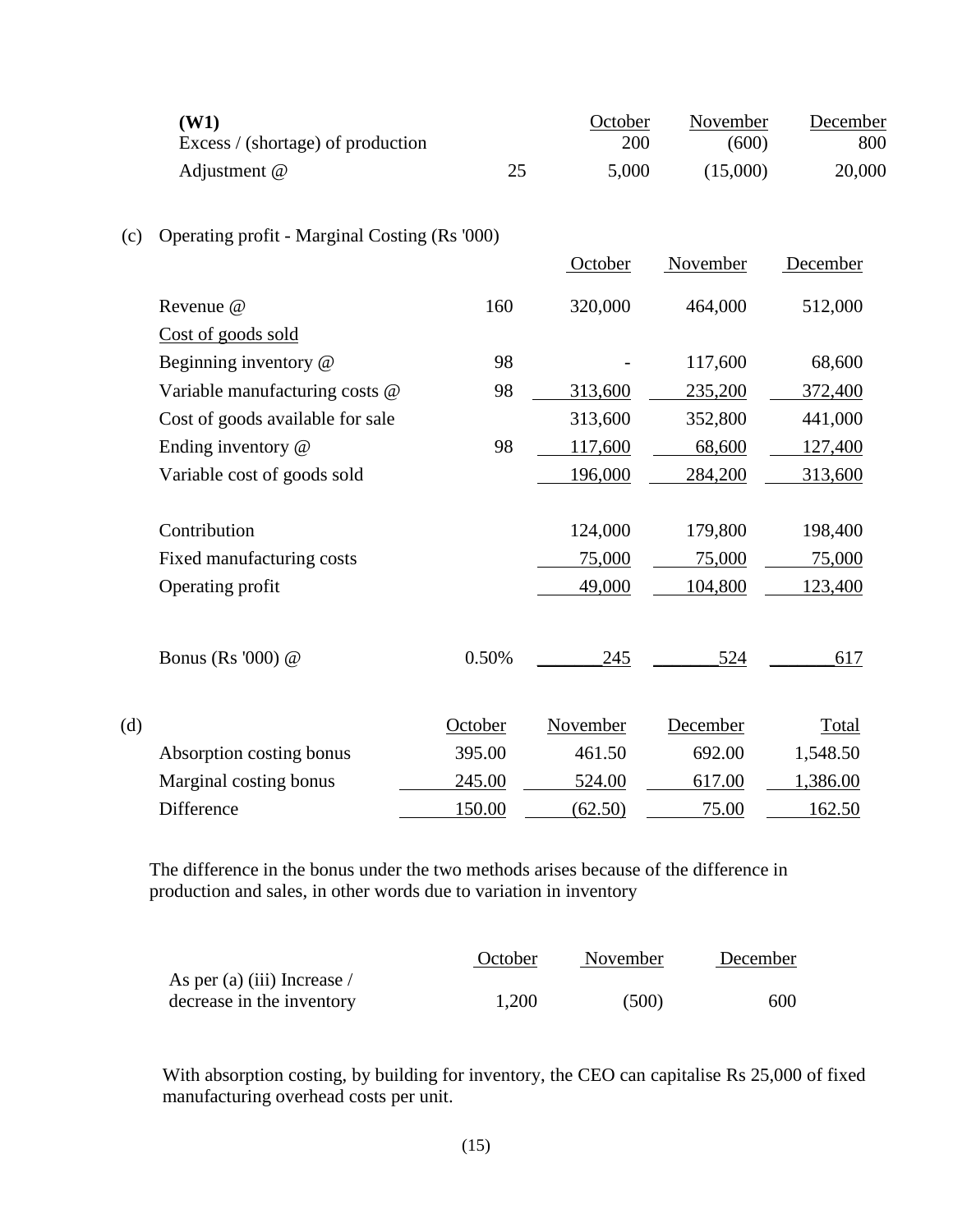**(W1)**

| | | October | November | December |
|---|---|---|---|---|
| Excess / (shortage) of production | | 200 | (600) | 800 |
| Adjustment @ | 25 | 5,000 | (15,000) | 20,000 |

(c) Operating profit - Marginal Costing (Rs '000)

| | | October | November | December |
|---|---|---|---|---|
| Revenue @ | 160 | 320,000 | 464,000 | 512,000 |
| Cost of goods sold | | | | |
| Beginning inventory @ | 98 | - | 117,600 | 68,600 |
| Variable manufacturing costs @ | 98 | 313,600 | 235,200 | 372,400 |
| Cost of goods available for sale | | 313,600 | 352,800 | 441,000 |
| Ending inventory @ | 98 | 117,600 | 68,600 | 127,400 |
| Variable cost of goods sold | | 196,000 | 284,200 | 313,600 |
| | | | | |
| Contribution | | 124,000 | 179,800 | 198,400 |
| Fixed manufacturing costs | | 75,000 | 75,000 | 75,000 |
| Operating profit | | 49,000 | 104,800 | 123,400 |
| | | | | |
| Bonus (Rs '000) @ | 0.50% | 245 | 524 | 617 |

(d)

| | October | November | December | Total |
|---|---|---|---|---|
| Absorption costing bonus | 395.00 | 461.50 | 692.00 | 1,548.50 |
| Marginal costing bonus | 245.00 | 524.00 | 617.00 | 1,386.00 |
| Difference | 150.00 | (62.50) | 75.00 | 162.50 |

The difference in the bonus under the two methods arises because of the difference in production and sales, in other words due to variation in inventory

| | October | November | December |
|---|---|---|---|
| As per (a) (iii) Increase / decrease in the inventory | 1,200 | (500) | 600 |

With absorption costing, by building for inventory, the CEO can capitalise Rs 25,000 of fixed manufacturing overhead costs per unit.

(15)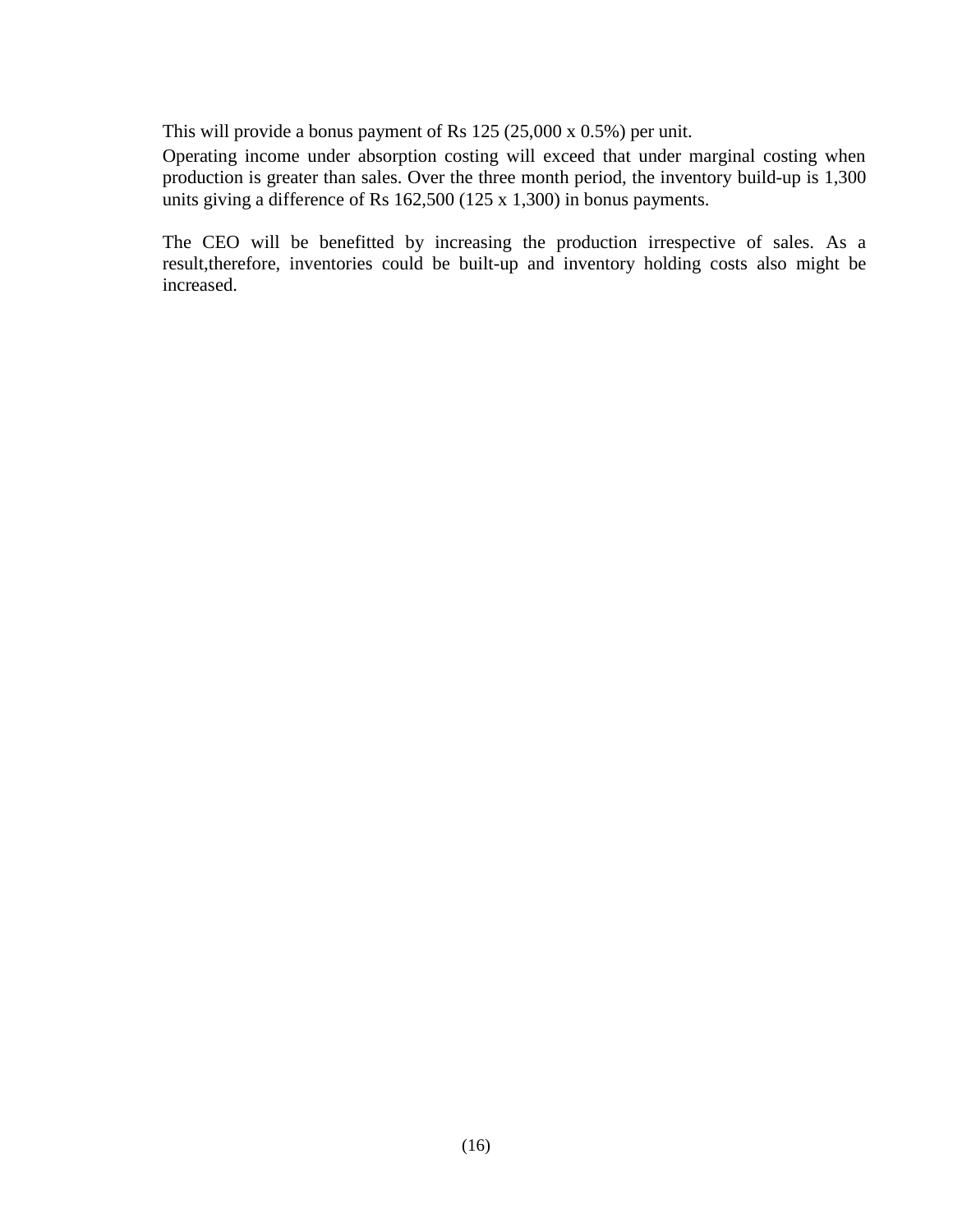This will provide a bonus payment of Rs 125 (25,000 x 0.5%) per unit.

Operating income under absorption costing will exceed that under marginal costing when production is greater than sales. Over the three month period, the inventory build-up is 1,300 units giving a difference of Rs 162,500 (125 x 1,300) in bonus payments.

The CEO will be benefitted by increasing the production irrespective of sales. As a result,therefore, inventories could be built-up and inventory holding costs also might be increased.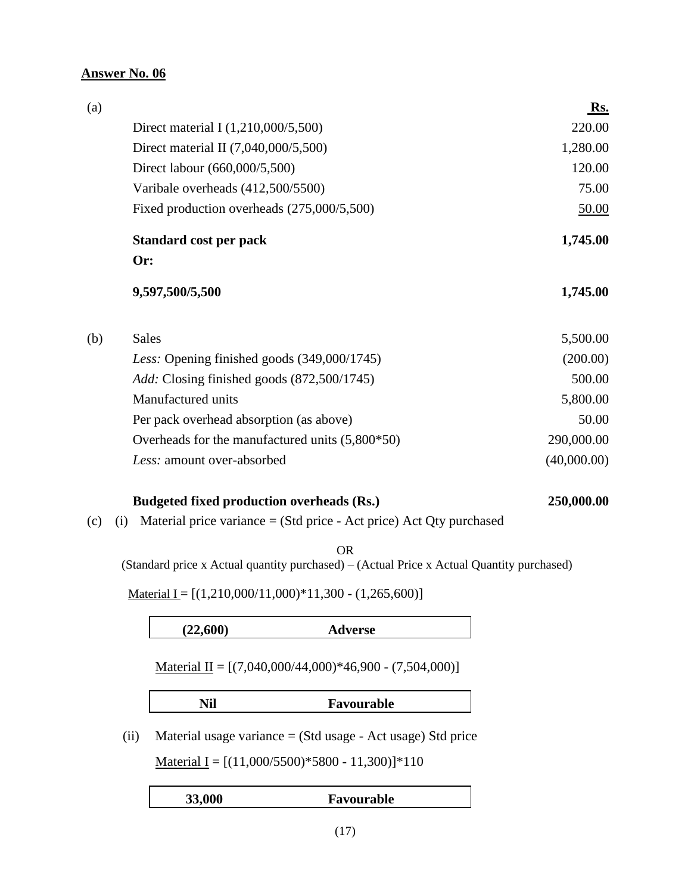**Answer No. 06**

| (a) | | **Rs.** |
|---|---|---|
| | Direct material I (1,210,000/5,500) | 220.00 |
| | Direct material II (7,040,000/5,500) | 1,280.00 |
| | Direct labour (660,000/5,500) | 120.00 |
| | Varibale overheads (412,500/5500) | 75.00 |
| | Fixed production overheads (275,000/5,500) | 50.00 |
| | **Standard cost per pack** | **1,745.00** |
| | **Or:** | |
| | **9,597,500/5,500** | **1,745.00** |

| (b) | | |
|---|---|---|
| | Sales | 5,500.00 |
| | *Less:* Opening finished goods (349,000/1745) | (200.00) |
| | *Add:* Closing finished goods (872,500/1745) | 500.00 |
| | Manufactured units | 5,800.00 |
| | Per pack overhead absorption (as above) | 50.00 |
| | Overheads for the manufactured units (5,800*50) | 290,000.00 |
| | *Less:* amount over-absorbed | (40,000.00) |
| | **Budgeted fixed production overheads (Rs.)** | **250,000.00** |

(c) (i) Material price variance = (Std price - Act price) Act Qty purchased

OR

(Standard price x Actual quantity purchased) – (Actual Price x Actual Quantity purchased)

Material I = [(1,210,000/11,000)*11,300 - (1,265,600)]

| **(22,600)** | **Adverse** |
|---|---|

Material II = [(7,040,000/44,000)*46,900 - (7,504,000)]

| **Nil** | **Favourable** |
|---|---|

(ii) Material usage variance = (Std usage - Act usage) Std price

Material I = [(11,000/5500)*5800 - 11,300)]*110

| **33,000** | **Favourable** |
|---|---|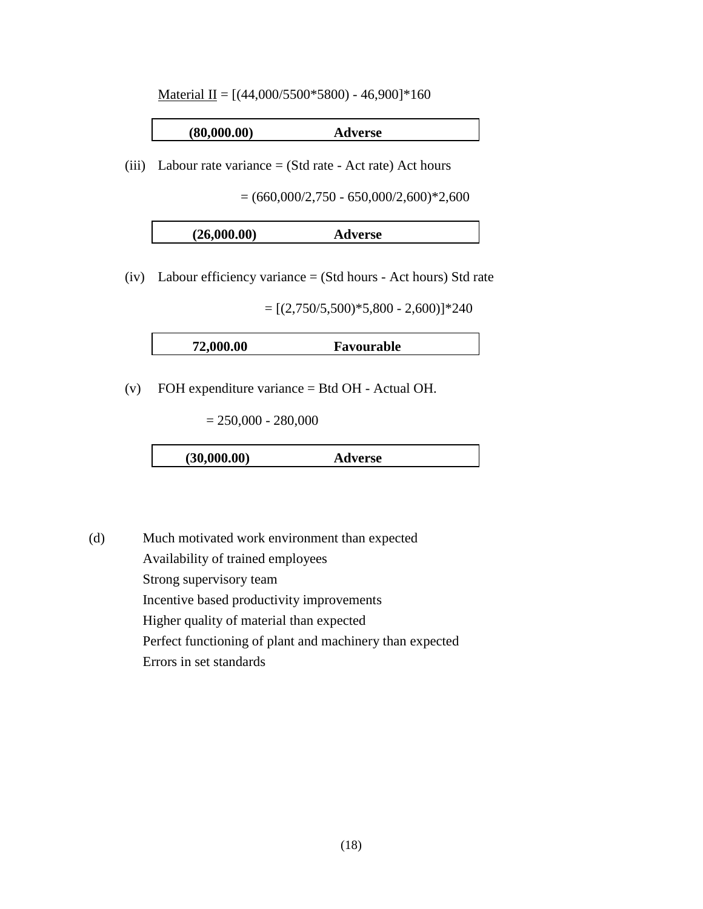<u>Material II</u> = [(44,000/5500*5800) - 46,900]*160

| **(80,000.00)** | **Adverse** |
|---|---|

(iii) Labour rate variance = (Std rate - Act rate) Act hours

= (660,000/2,750 - 650,000/2,600)*2,600

| **(26,000.00)** | **Adverse** |
|---|---|

(iv) Labour efficiency variance = (Std hours - Act hours) Std rate

= [(2,750/5,500)*5,800 - 2,600)]*240

| **72,000.00** | **Favourable** |
|---|---|

(v) FOH expenditure variance = Btd OH - Actual OH.

= 250,000 - 280,000

| **(30,000.00)** | **Adverse** |
|---|---|

(d) Much motivated work environment than expected
Availability of trained employees
Strong supervisory team
Incentive based productivity improvements
Higher quality of material than expected
Perfect functioning of plant and machinery than expected
Errors in set standards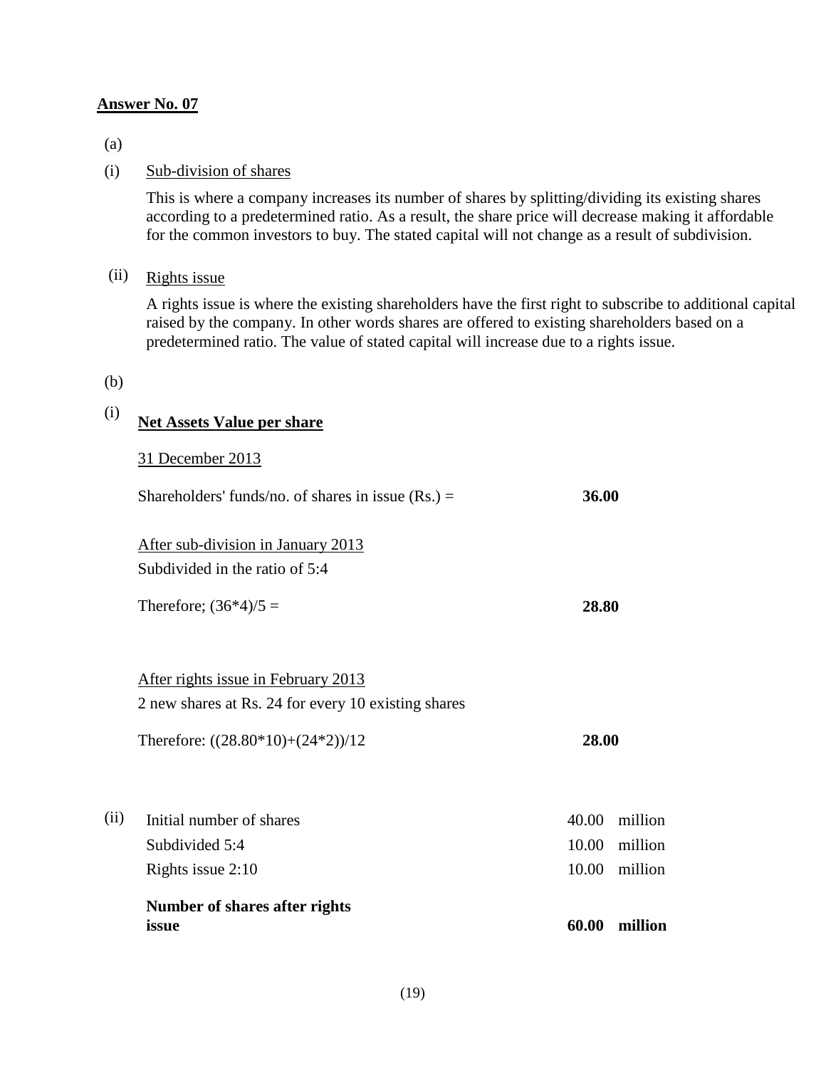## Answer No. 07

(a)

(i) Sub-division of shares

This is where a company increases its number of shares by splitting/dividing its existing shares according to a predetermined ratio. As a result, the share price will decrease making it affordable for the common investors to buy. The stated capital will not change as a result of subdivision.

(ii) Rights issue

A rights issue is where the existing shareholders have the first right to subscribe to additional capital raised by the company. In other words shares are offered to existing shareholders based on a predetermined ratio. The value of stated capital will increase due to a rights issue.

(b)

(i) **Net Assets Value per share**

31 December 2013

| | |
|---|---|
| Shareholders' funds/no. of shares in issue (Rs.) = | **36.00** |

After sub-division in January 2013

Subdivided in the ratio of 5:4

| | |
|---|---|
| Therefore; (36*4)/5 = | **28.80** |

After rights issue in February 2013

2 new shares at Rs. 24 for every 10 existing shares

| | |
|---|---|
| Therefore: ((28.80*10)+(24*2))/12 | **28.00** |

(ii)

| | | |
|---|---|---|
| Initial number of shares | 40.00 | million |
| Subdivided 5:4 | 10.00 | million |
| Rights issue 2:10 | 10.00 | million |
| **Number of shares after rights issue** | **60.00** | **million** |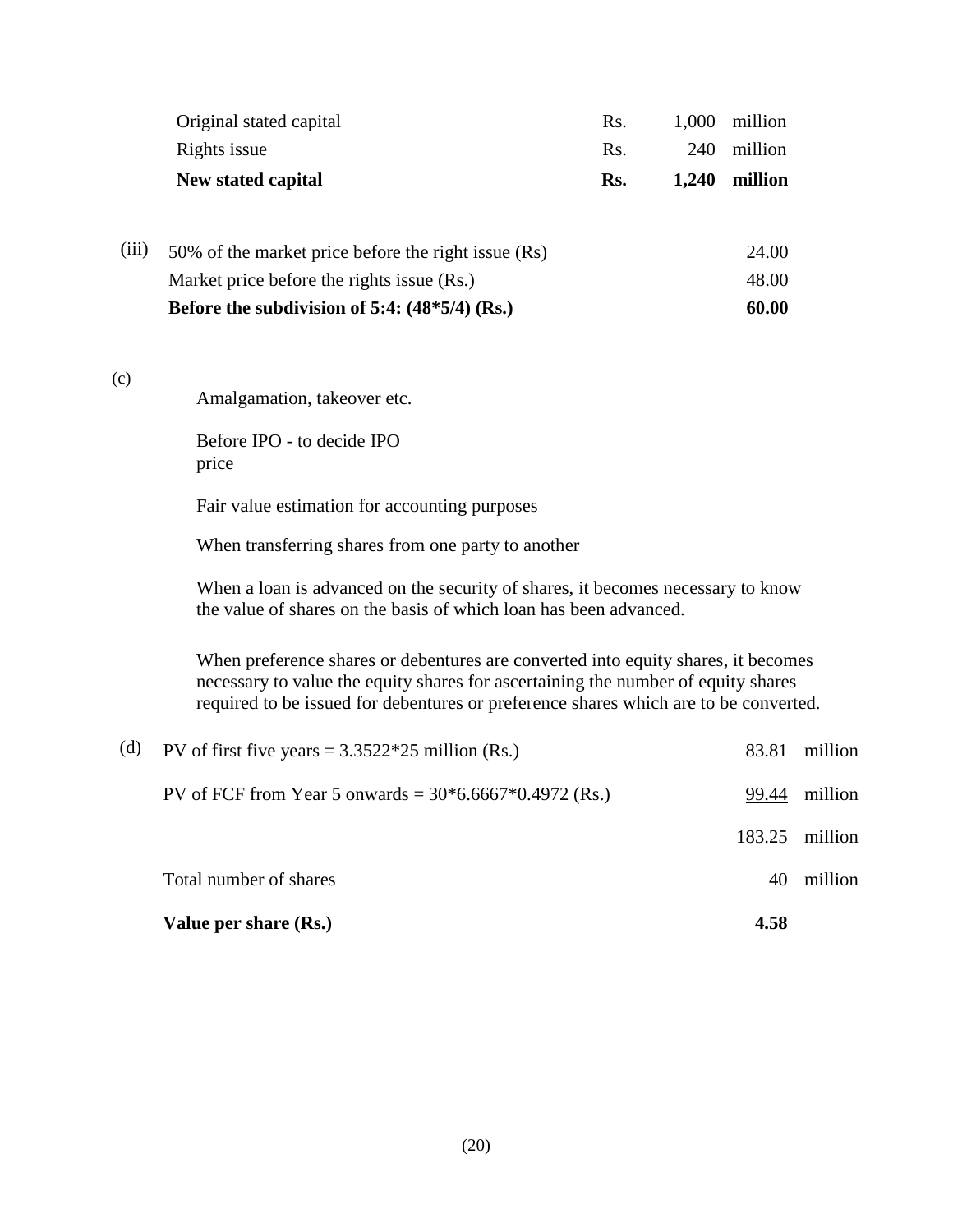| | | | |
|---|---|---|---|
| Original stated capital | Rs. | 1,000 | million |
| Rights issue | Rs. | 240 | million |
| **New stated capital** | **Rs.** | **1,240** | **million** |

(iii)

| | |
|---|---|
| 50% of the market price before the right issue (Rs) | 24.00 |
| Market price before the rights issue (Rs.) | 48.00 |
| **Before the subdivision of 5:4: (48*5/4) (Rs.)** | **60.00** |

(c)

Amalgamation, takeover etc.

Before IPO - to decide IPO price

Fair value estimation for accounting purposes

When transferring shares from one party to another

When a loan is advanced on the security of shares, it becomes necessary to know the value of shares on the basis of which loan has been advanced.

When preference shares or debentures are converted into equity shares, it becomes necessary to value the equity shares for ascertaining the number of equity shares required to be issued for debentures or preference shares which are to be converted.

(d)

| | | |
|---|---|---|
| PV of first five years = 3.3522*25 million (Rs.) | 83.81 | million |
| PV of FCF from Year 5 onwards = 30*6.6667*0.4972 (Rs.) | 99.44 | million |
| | 183.25 | million |
| Total number of shares | 40 | million |
| **Value per share (Rs.)** | **4.58** | |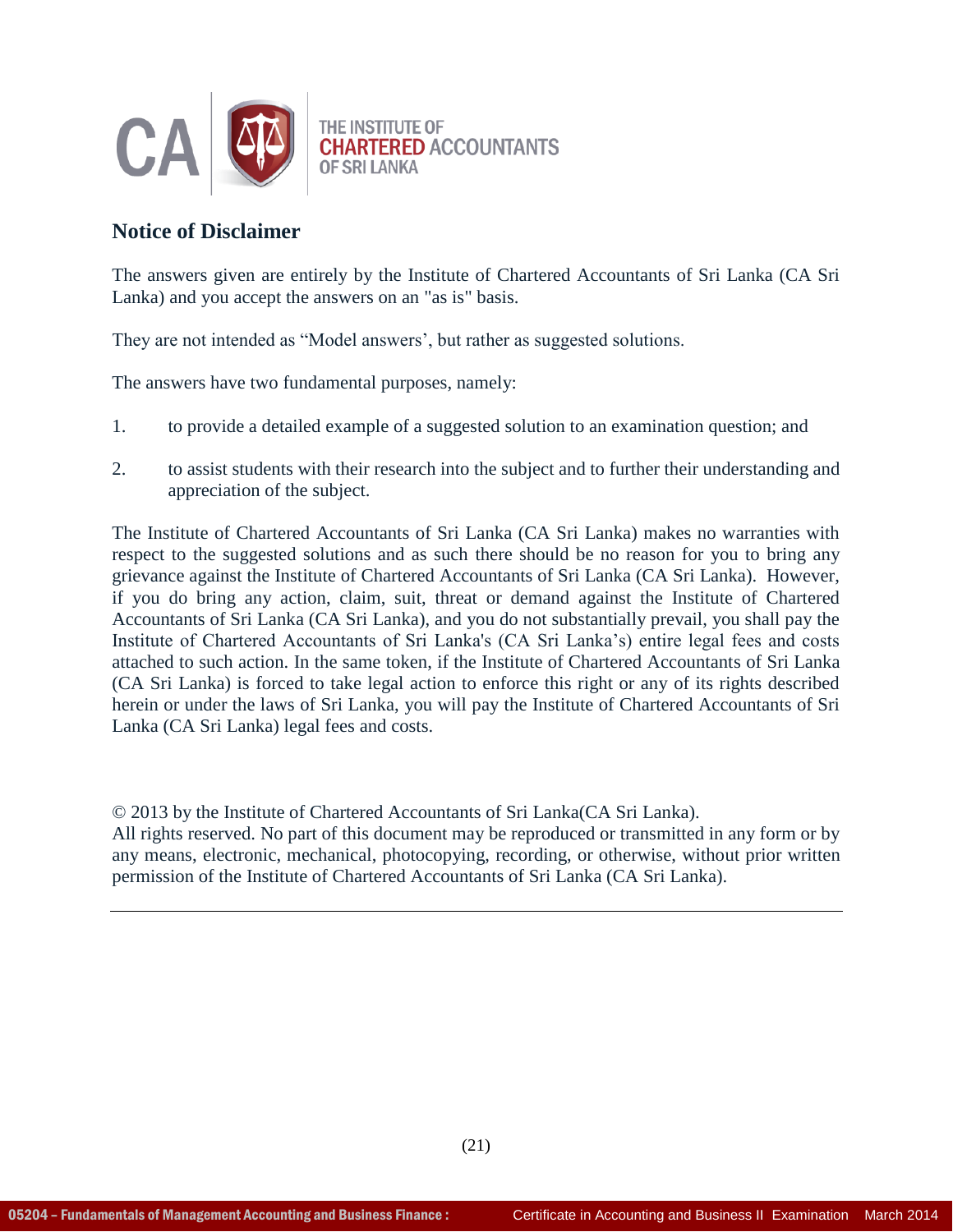THE INSTITUTE OF CHARTERED ACCOUNTANTS OF SRI LANKA

## Notice of Disclaimer

The answers given are entirely by the Institute of Chartered Accountants of Sri Lanka (CA Sri Lanka) and you accept the answers on an "as is" basis.

They are not intended as "Model answers', but rather as suggested solutions.

The answers have two fundamental purposes, namely:

1. to provide a detailed example of a suggested solution to an examination question; and

2. to assist students with their research into the subject and to further their understanding and appreciation of the subject.

The Institute of Chartered Accountants of Sri Lanka (CA Sri Lanka) makes no warranties with respect to the suggested solutions and as such there should be no reason for you to bring any grievance against the Institute of Chartered Accountants of Sri Lanka (CA Sri Lanka). However, if you do bring any action, claim, suit, threat or demand against the Institute of Chartered Accountants of Sri Lanka (CA Sri Lanka), and you do not substantially prevail, you shall pay the Institute of Chartered Accountants of Sri Lanka's (CA Sri Lanka's) entire legal fees and costs attached to such action. In the same token, if the Institute of Chartered Accountants of Sri Lanka (CA Sri Lanka) is forced to take legal action to enforce this right or any of its rights described herein or under the laws of Sri Lanka, you will pay the Institute of Chartered Accountants of Sri Lanka (CA Sri Lanka) legal fees and costs.

© 2013 by the Institute of Chartered Accountants of Sri Lanka(CA Sri Lanka).
All rights reserved. No part of this document may be reproduced or transmitted in any form or by any means, electronic, mechanical, photocopying, recording, or otherwise, without prior written permission of the Institute of Chartered Accountants of Sri Lanka (CA Sri Lanka).